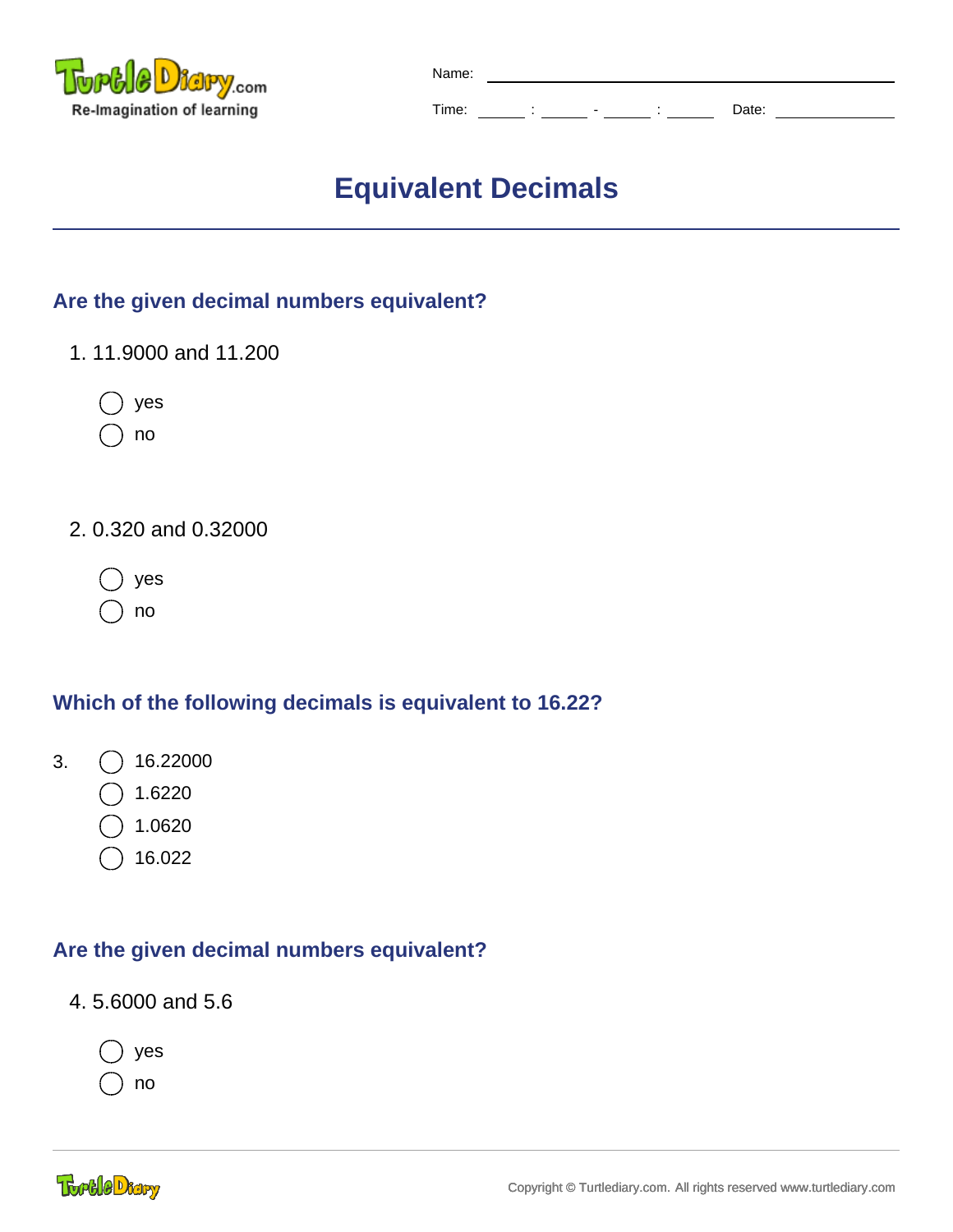Name: ______________________

Time: ____ : ____ - ____ : ____ Date: __________

# Equivalent Decimals

### Are the given decimal numbers equivalent?

1. 11.9000 and 11.200

   ◯ yes
   ◯ no

2. 0.320 and 0.32000

   ◯ yes
   ◯ no

### Which of the following decimals is equivalent to 16.22?

3. ◯ 16.22000
   ◯ 1.6220
   ◯ 1.0620
   ◯ 16.022

### Are the given decimal numbers equivalent?

4. 5.6000 and 5.6

   ◯ yes
   ◯ no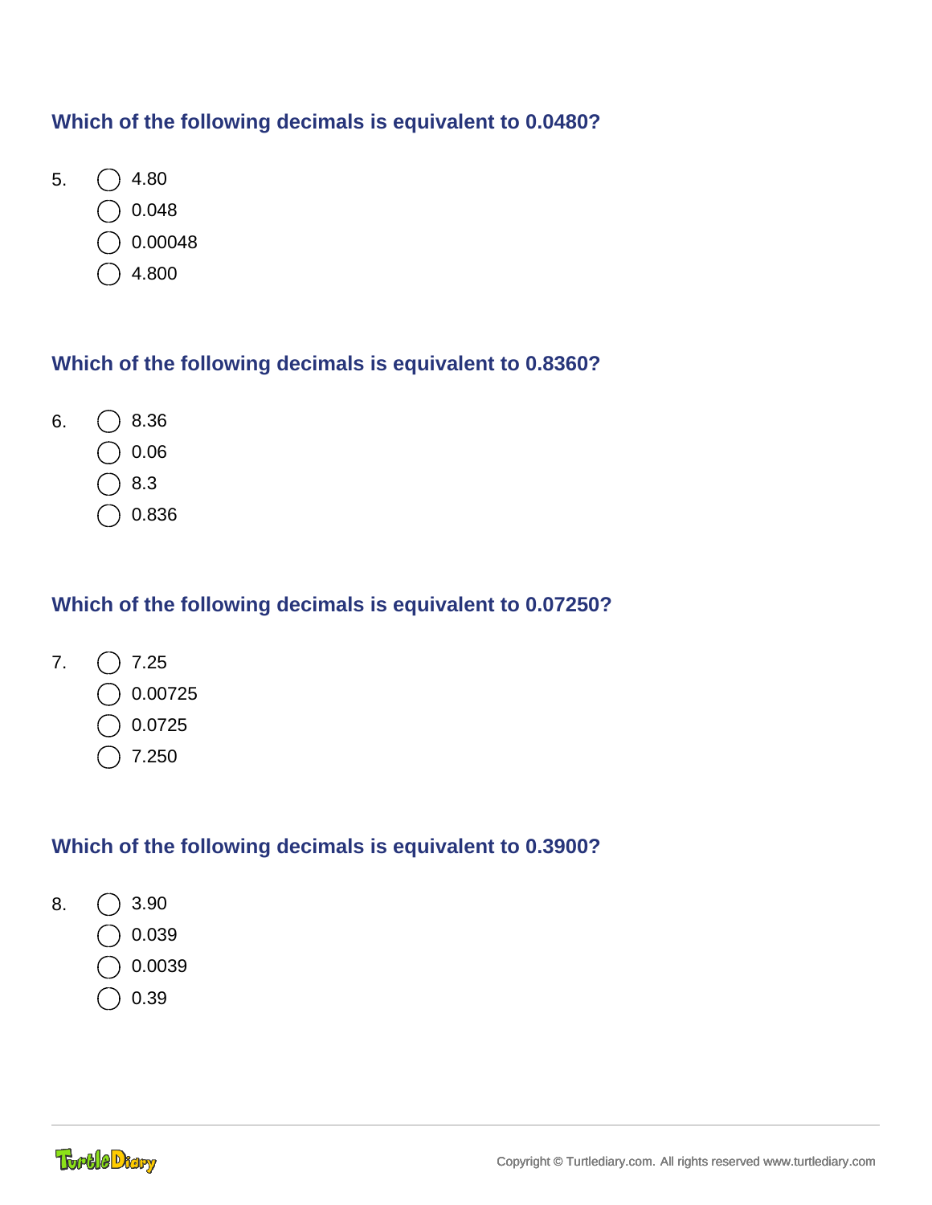**Which of the following decimals is equivalent to 0.0480?**

5.
- ◯ 4.80
- ◯ 0.048
- ◯ 0.00048
- ◯ 4.800

**Which of the following decimals is equivalent to 0.8360?**

6.
- ◯ 8.36
- ◯ 0.06
- ◯ 8.3
- ◯ 0.836

**Which of the following decimals is equivalent to 0.07250?**

7.
- ◯ 7.25
- ◯ 0.00725
- ◯ 0.0725
- ◯ 7.250

**Which of the following decimals is equivalent to 0.3900?**

8.
- ◯ 3.90
- ◯ 0.039
- ◯ 0.0039
- ◯ 0.39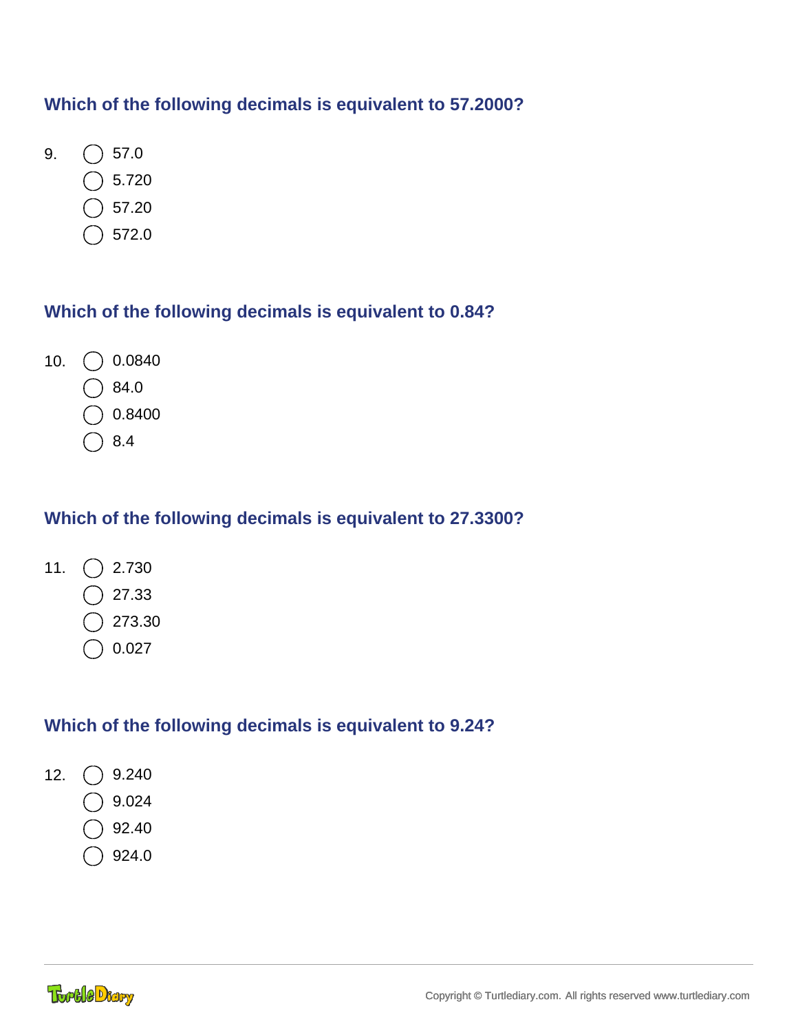### Which of the following decimals is equivalent to 57.2000?

9.
- ◯ 57.0
- ◯ 5.720
- ◯ 57.20
- ◯ 572.0

### Which of the following decimals is equivalent to 0.84?

10.
- ◯ 0.0840
- ◯ 84.0
- ◯ 0.8400
- ◯ 8.4

### Which of the following decimals is equivalent to 27.3300?

11.
- ◯ 2.730
- ◯ 27.33
- ◯ 273.30
- ◯ 0.027

### Which of the following decimals is equivalent to 9.24?

12.
- ◯ 9.240
- ◯ 9.024
- ◯ 92.40
- ◯ 924.0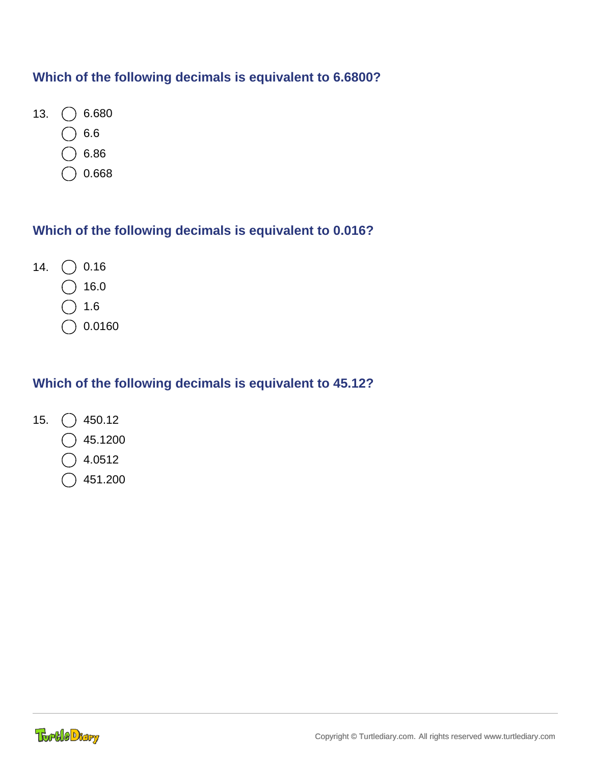**Which of the following decimals is equivalent to 6.6800?**

13. ◯ 6.680
    ◯ 6.6
    ◯ 6.86
    ◯ 0.668

**Which of the following decimals is equivalent to 0.016?**

14. ◯ 0.16
    ◯ 16.0
    ◯ 1.6
    ◯ 0.0160

**Which of the following decimals is equivalent to 45.12?**

15. ◯ 450.12
    ◯ 45.1200
    ◯ 4.0512
    ◯ 451.200